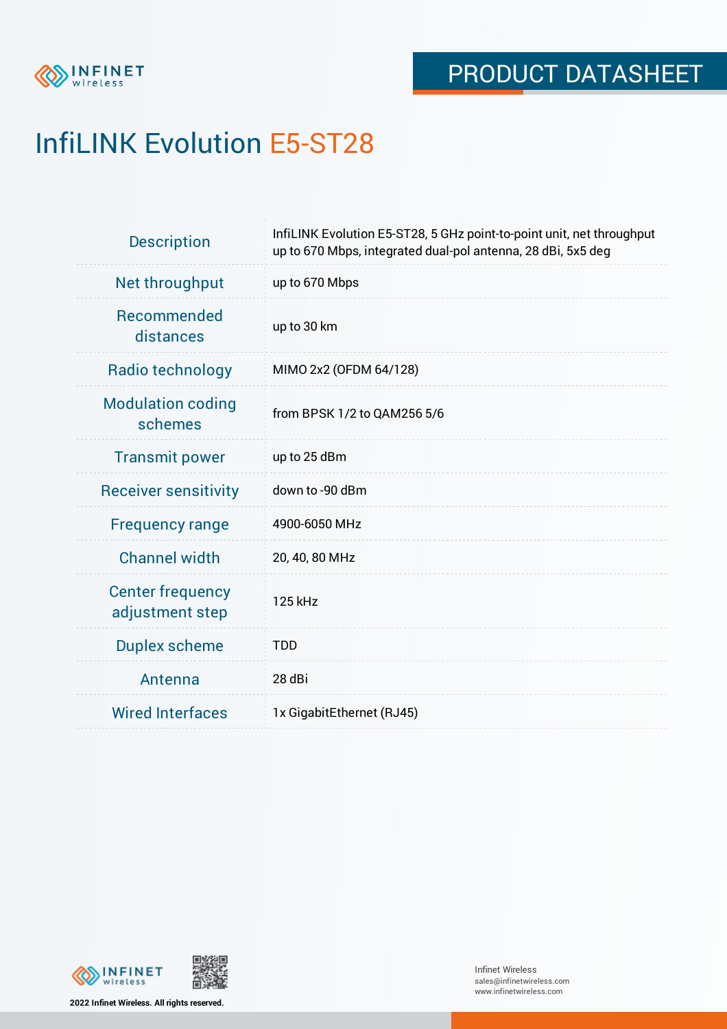PRODUCT DATASHEET

# InfiLINK Evolution E5-ST28

| | |
|---|---|
| Description | InfiLINK Evolution E5-ST28, 5 GHz point-to-point unit, net throughput up to 670 Mbps, integrated dual-pol antenna, 28 dBi, 5x5 deg |
| Net throughput | up to 670 Mbps |
| Recommended distances | up to 30 km |
| Radio technology | MIMO 2x2 (OFDM 64/128) |
| Modulation coding schemes | from BPSK 1/2 to QAM256 5/6 |
| Transmit power | up to 25 dBm |
| Receiver sensitivity | down to -90 dBm |
| Frequency range | 4900-6050 MHz |
| Channel width | 20, 40, 80 MHz |
| Center frequency adjustment step | 125 kHz |
| Duplex scheme | TDD |
| Antenna | 28 dBi |
| Wired Interfaces | 1x GigabitEthernet (RJ45) |

2022 Infinet Wireless. All rights reserved.

Infinet Wireless
sales@infinetwireless.com
www.infinetwireless.com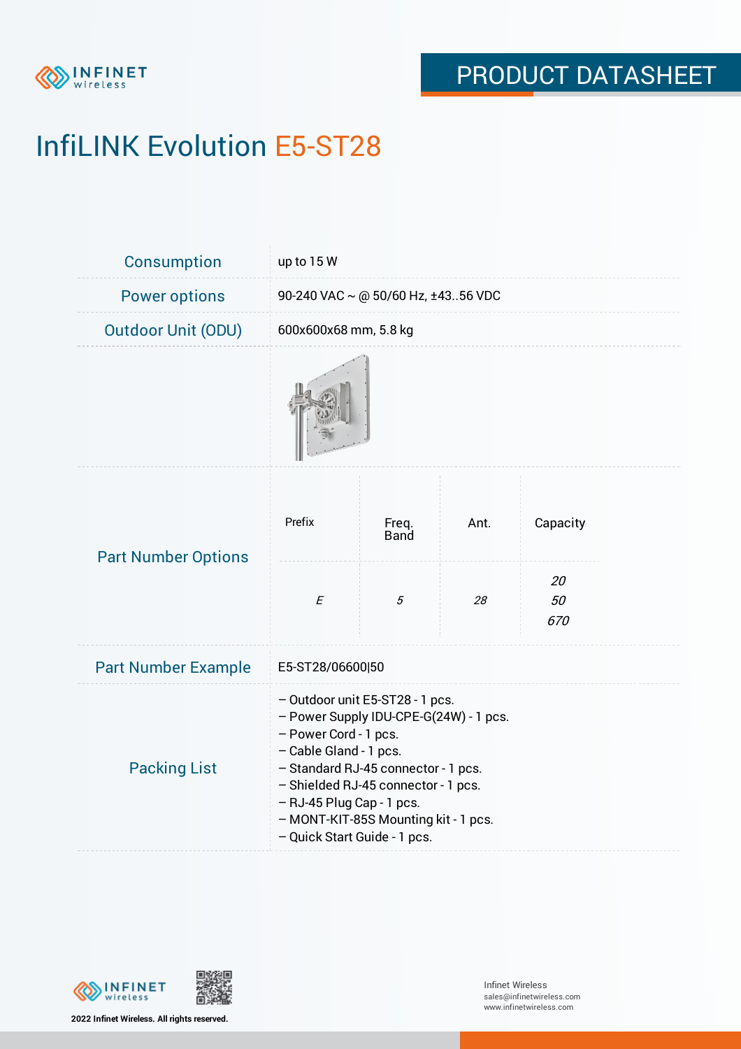# InfiLINK Evolution E5-ST28

| | |
|---|---|
| Consumption | up to 15 W |
| Power options | 90-240 VAC ~ @ 50/60 Hz, ±43..56 VDC |
| Outdoor Unit (ODU) | 600x600x68 mm, 5.8 kg |

**Part Number Options**

| Prefix | Freq. Band | Ant. | Capacity |
|---|---|---|---|
| *E* | *5* | *28* | *20*<br>*50*<br>*670* |

**Part Number Example**: E5-ST28/06600|50

**Packing List**

– Outdoor unit E5-ST28 - 1 pcs.
– Power Supply IDU-CPE-G(24W) - 1 pcs.
– Power Cord - 1 pcs.
– Cable Gland - 1 pcs.
– Standard RJ-45 connector - 1 pcs.
– Shielded RJ-45 connector - 1 pcs.
– RJ-45 Plug Cap - 1 pcs.
– MONT-KIT-85S Mounting kit - 1 pcs.
– Quick Start Guide - 1 pcs.

2022 Infinet Wireless. All rights reserved.

Infinet Wireless
sales@infinetwireless.com
www.infinetwireless.com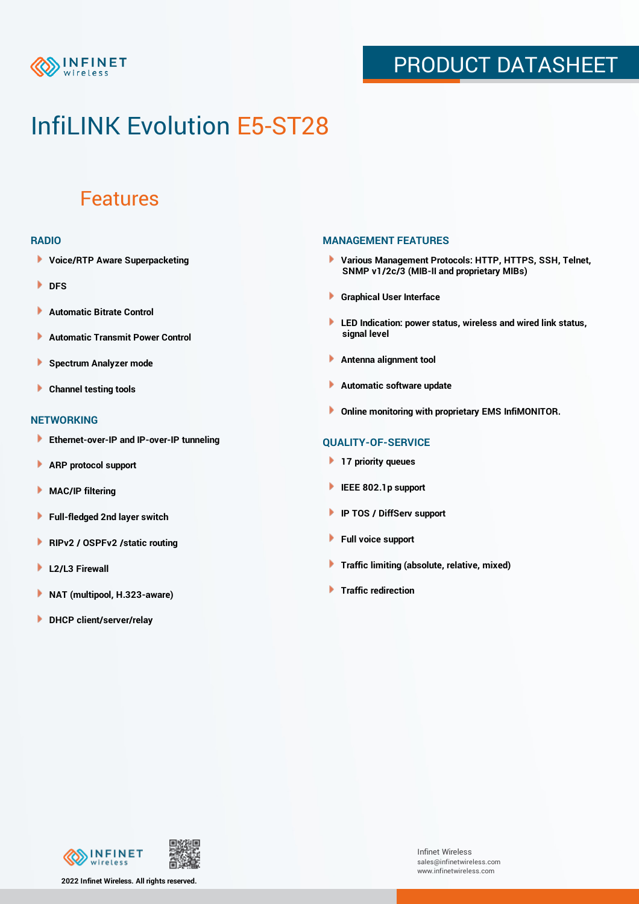# InfiLINK Evolution E5-ST28

## Features

### RADIO

- Voice/RTP Aware Superpacketing
- DFS
- Automatic Bitrate Control
- Automatic Transmit Power Control
- Spectrum Analyzer mode
- Channel testing tools

### NETWORKING

- Ethernet-over-IP and IP-over-IP tunneling
- ARP protocol support
- MAC/IP filtering
- Full-fledged 2nd layer switch
- RIPv2 / OSPFv2 /static routing
- L2/L3 Firewall
- NAT (multipool, H.323-aware)
- DHCP client/server/relay

### MANAGEMENT FEATURES

- Various Management Protocols: HTTP, HTTPS, SSH, Telnet, SNMP v1/2c/3 (MIB-II and proprietary MIBs)
- Graphical User Interface
- LED Indication: power status, wireless and wired link status, signal level
- Antenna alignment tool
- Automatic software update
- Online monitoring with proprietary EMS InfiMONITOR.

### QUALITY-OF-SERVICE

- 17 priority queues
- IEEE 802.1p support
- IP TOS / DiffServ support
- Full voice support
- Traffic limiting (absolute, relative, mixed)
- Traffic redirection

2022 Infinet Wireless. All rights reserved.

Infinet Wireless
sales@infinetwireless.com
www.infinetwireless.com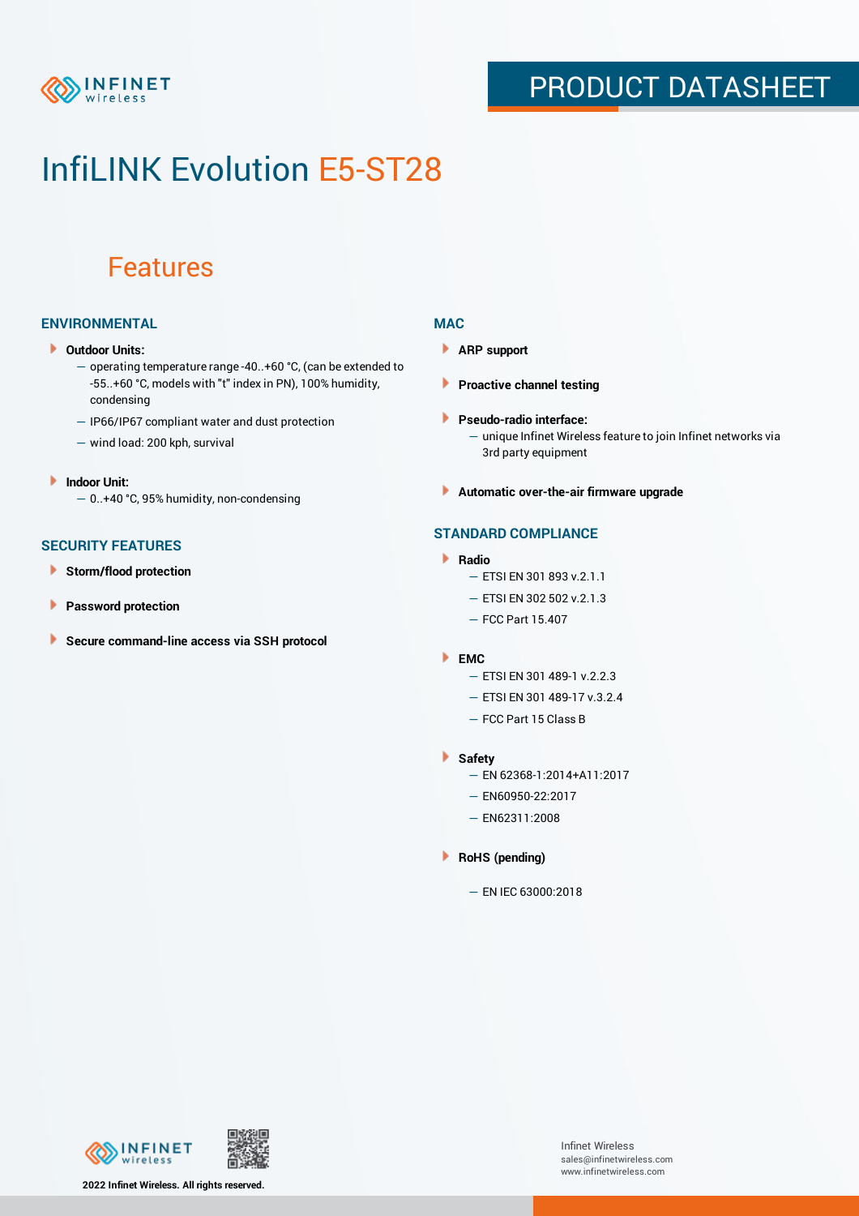# InfiLINK Evolution E5-ST28

## Features

### ENVIRONMENTAL

- **Outdoor Units:**
  - operating temperature range -40..+60 °C, (can be extended to -55..+60 °C, models with "t" index in PN), 100% humidity, condensing
  - IP66/IP67 compliant water and dust protection
  - wind load: 200 kph, survival
- **Indoor Unit:**
  - 0..+40 °C, 95% humidity, non-condensing

### SECURITY FEATURES

- **Storm/flood protection**
- **Password protection**
- **Secure command-line access via SSH protocol**

### MAC

- **ARP support**
- **Proactive channel testing**
- **Pseudo-radio interface:**
  - unique Infinet Wireless feature to join Infinet networks via 3rd party equipment
- **Automatic over-the-air firmware upgrade**

### STANDARD COMPLIANCE

- **Radio**
  - ETSI EN 301 893 v.2.1.1
  - ETSI EN 302 502 v.2.1.3
  - FCC Part 15.407
- **EMC**
  - ETSI EN 301 489-1 v.2.2.3
  - ETSI EN 301 489-17 v.3.2.4
  - FCC Part 15 Class B
- **Safety**
  - EN 62368-1:2014+A11:2017
  - EN60950-22:2017
  - EN62311:2008
- **RoHS (pending)**
  - EN IEC 63000:2018

2022 Infinet Wireless. All rights reserved.

Infinet Wireless
sales@infinetwireless.com
www.infinetwireless.com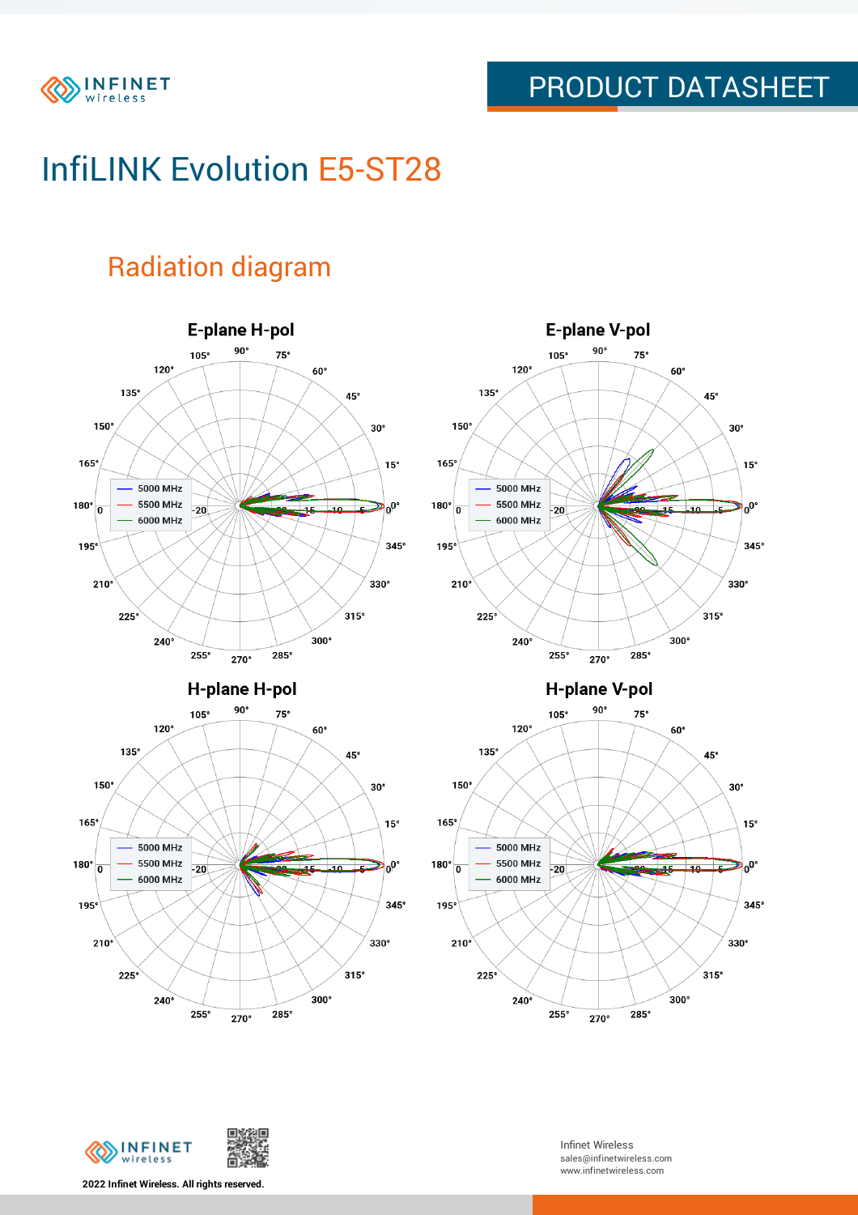PRODUCT DATASHEET

# InfiLINK Evolution E5-ST28

## Radiation diagram

### E-plane H-pol

90° 75° 60° 45° 30° 15° 0° 345° 330° 315° 300° 285° 270° 255° 240° 225° 210° 195° 180° 165° 150° 135° 120° 105°

0 -5 -10 -15 -20

5000 MHz
5500 MHz
6000 MHz

### E-plane V-pol

90° 75° 60° 45° 30° 15° 0° 345° 330° 315° 300° 285° 270° 255° 240° 225° 210° 195° 180° 165° 150° 135° 120° 105°

0 -5 -10 -15 -20

5000 MHz
5500 MHz
6000 MHz

### H-plane H-pol

90° 75° 60° 45° 30° 15° 0° 345° 330° 315° 300° 285° 270° 255° 240° 225° 210° 195° 180° 165° 150° 135° 120° 105°

0 -5 -10 -15 -20

5000 MHz
5500 MHz
6000 MHz

### H-plane V-pol

90° 75° 60° 45° 30° 15° 0° 345° 330° 315° 300° 285° 270° 255° 240° 225° 210° 195° 180° 165° 150° 135° 120° 105°

0 -5 -10 -15 -20

5000 MHz
5500 MHz
6000 MHz

2022 Infinet Wireless. All rights reserved.

Infinet Wireless
sales@infinetwireless.com
www.infinetwireless.com